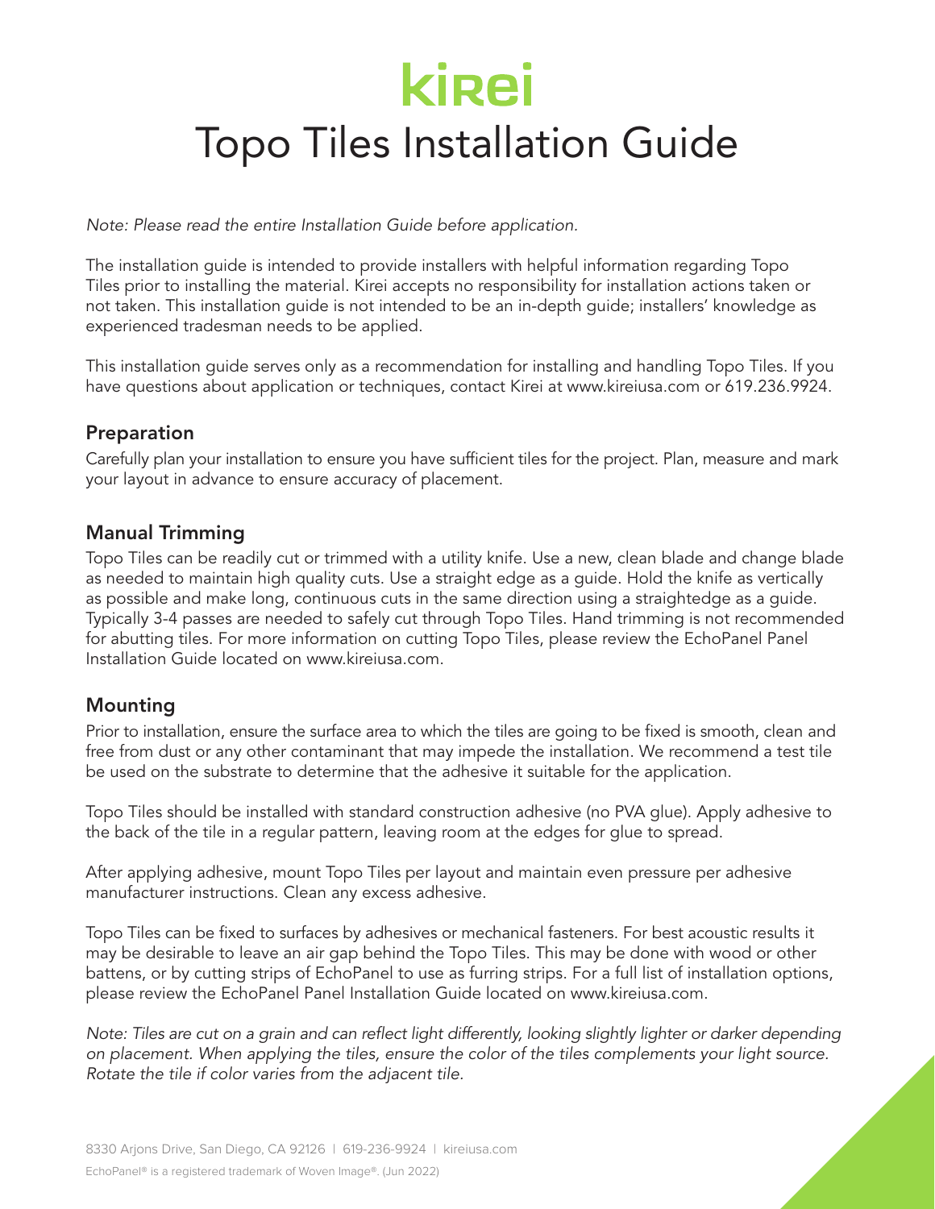# kirei

# Topo Tiles Installation Guide

*Note: Please read the entire Installation Guide before application.*

The installation guide is intended to provide installers with helpful information regarding Topo Tiles prior to installing the material. Kirei accepts no responsibility for installation actions taken or not taken. This installation guide is not intended to be an in-depth guide; installers' knowledge as experienced tradesman needs to be applied.

This installation guide serves only as a recommendation for installing and handling Topo Tiles. If you have questions about application or techniques, contact Kirei at www.kireiusa.com or 619.236.9924.

## Preparation

Carefully plan your installation to ensure you have sufficient tiles for the project. Plan, measure and mark your layout in advance to ensure accuracy of placement.

## Manual Trimming

Topo Tiles can be readily cut or trimmed with a utility knife. Use a new, clean blade and change blade as needed to maintain high quality cuts. Use a straight edge as a guide. Hold the knife as vertically as possible and make long, continuous cuts in the same direction using a straightedge as a guide. Typically 3-4 passes are needed to safely cut through Topo Tiles. Hand trimming is not recommended for abutting tiles. For more information on cutting Topo Tiles, please review the EchoPanel Panel Installation Guide located on www.kireiusa.com.

## Mounting

Prior to installation, ensure the surface area to which the tiles are going to be fixed is smooth, clean and free from dust or any other contaminant that may impede the installation. We recommend a test tile be used on the substrate to determine that the adhesive it suitable for the application.

Topo Tiles should be installed with standard construction adhesive (no PVA glue). Apply adhesive to the back of the tile in a regular pattern, leaving room at the edges for glue to spread.

After applying adhesive, mount Topo Tiles per layout and maintain even pressure per adhesive manufacturer instructions. Clean any excess adhesive.

Topo Tiles can be fixed to surfaces by adhesives or mechanical fasteners. For best acoustic results it may be desirable to leave an air gap behind the Topo Tiles. This may be done with wood or other battens, or by cutting strips of EchoPanel to use as furring strips. For a full list of installation options, please review the EchoPanel Panel Installation Guide located on www.kireiusa.com.

*Note: Tiles are cut on a grain and can reflect light differently, looking slightly lighter or darker depending on placement. When applying the tiles, ensure the color of the tiles complements your light source. Rotate the tile if color varies from the adjacent tile.*

8330 Arjons Drive, San Diego, CA 92126 | 619-236-9924 | kireiusa.com

EchoPanel® is a registered trademark of Woven Image®. (Jun 2022)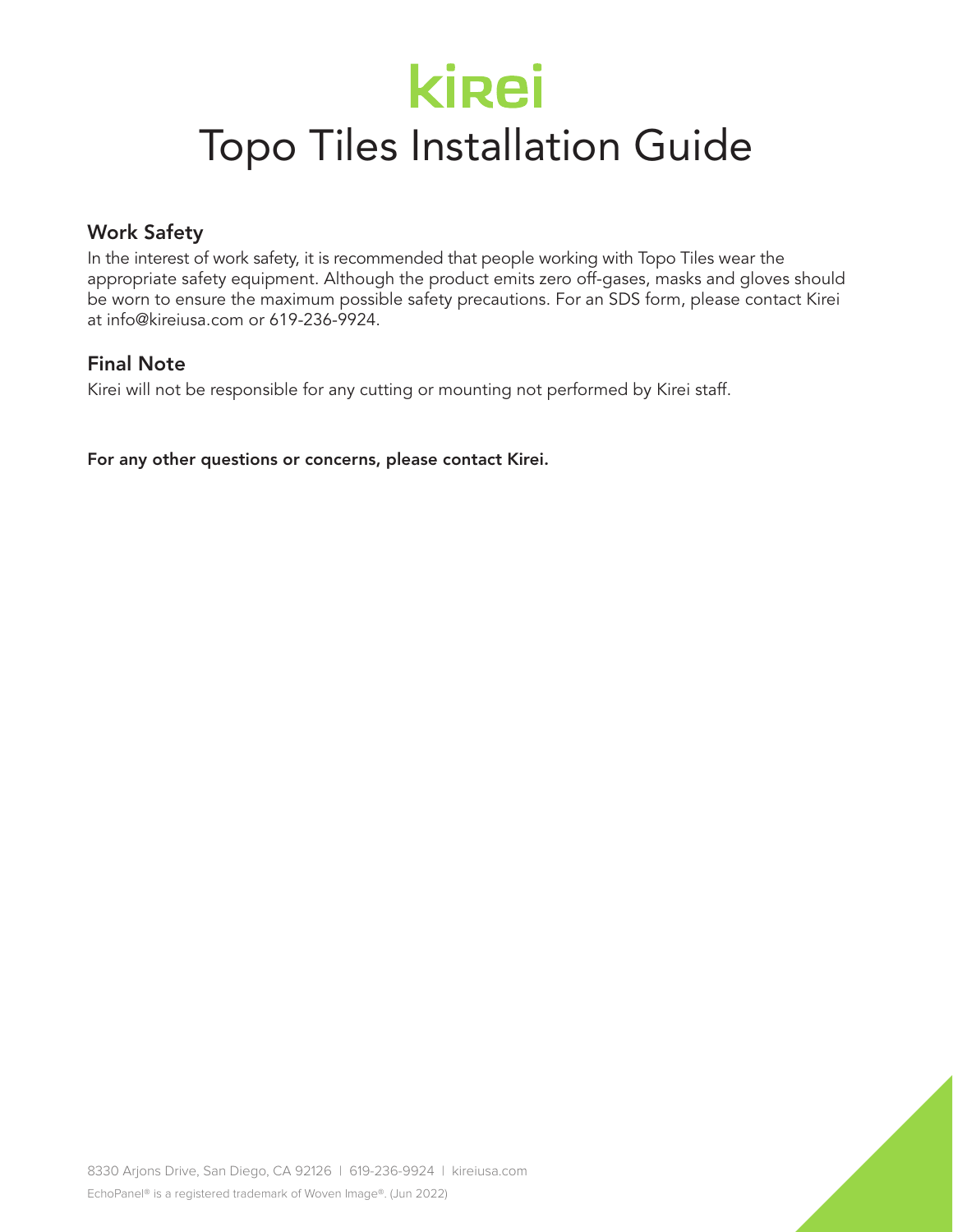## Work Safety

In the interest of work safety, it is recommended that people working with Topo Tiles wear the appropriate safety equipment. Although the product emits zero off-gases, masks and gloves should be worn to ensure the maximum possible safety precautions. For an SDS form, please contact Kirei at info@kireiusa.com or 619-236-9924.

## Final Note

Kirei will not be responsible for any cutting or mounting not performed by Kirei staff.

**For any other questions or concerns, please contact Kirei.**